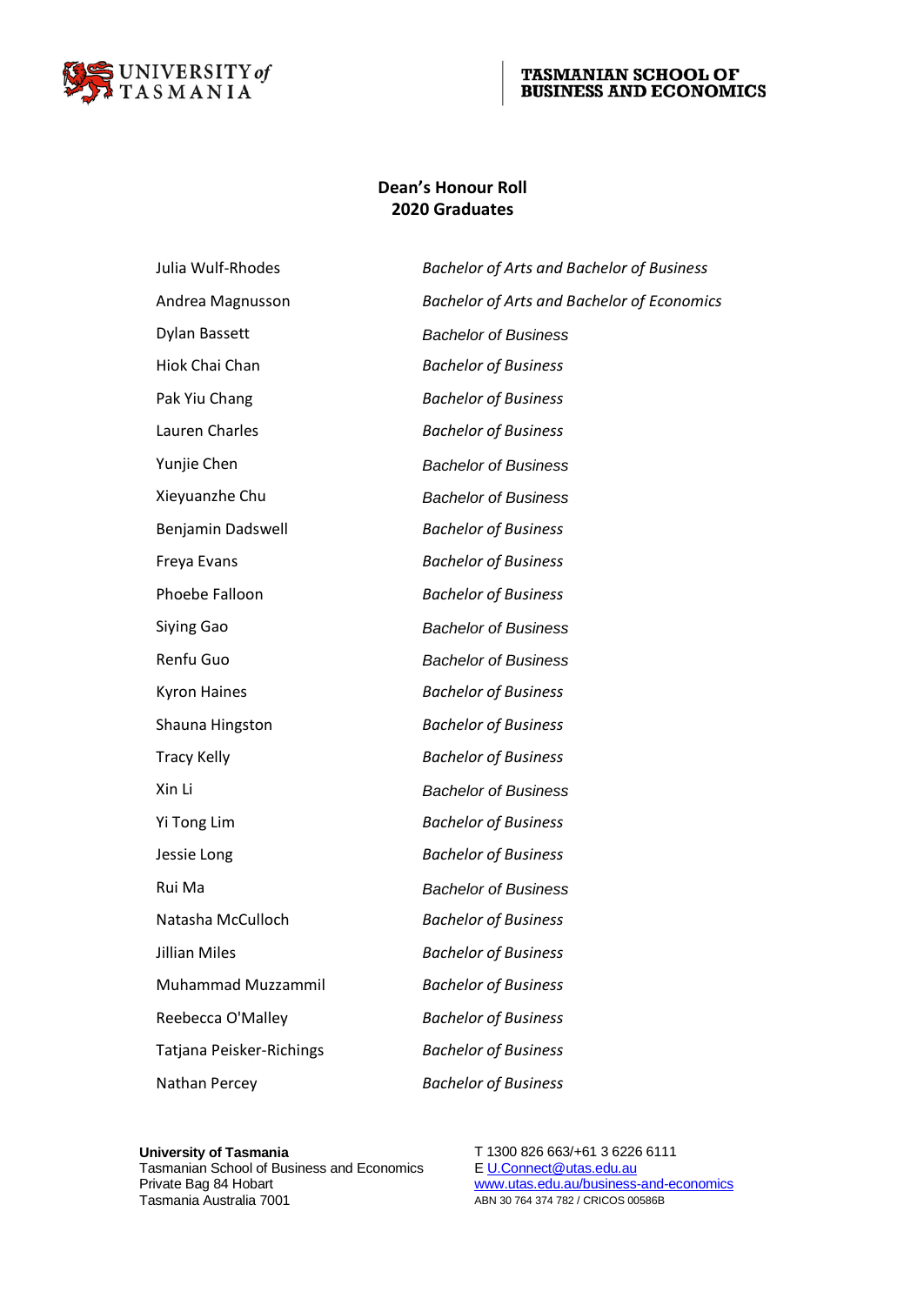# Dean's Honour Roll
## 2020 Graduates

| | |
|---|---|
| Julia Wulf-Rhodes | *Bachelor of Arts and Bachelor of Business* |
| Andrea Magnusson | *Bachelor of Arts and Bachelor of Economics* |
| Dylan Bassett | *Bachelor of Business* |
| Hiok Chai Chan | *Bachelor of Business* |
| Pak Yiu Chang | *Bachelor of Business* |
| Lauren Charles | *Bachelor of Business* |
| Yunjie Chen | *Bachelor of Business* |
| Xieyuanzhe Chu | *Bachelor of Business* |
| Benjamin Dadswell | *Bachelor of Business* |
| Freya Evans | *Bachelor of Business* |
| Phoebe Falloon | *Bachelor of Business* |
| Siying Gao | *Bachelor of Business* |
| Renfu Guo | *Bachelor of Business* |
| Kyron Haines | *Bachelor of Business* |
| Shauna Hingston | *Bachelor of Business* |
| Tracy Kelly | *Bachelor of Business* |
| Xin Li | *Bachelor of Business* |
| Yi Tong Lim | *Bachelor of Business* |
| Jessie Long | *Bachelor of Business* |
| Rui Ma | *Bachelor of Business* |
| Natasha McCulloch | *Bachelor of Business* |
| Jillian Miles | *Bachelor of Business* |
| Muhammad Muzzammil | *Bachelor of Business* |
| Reebecca O'Malley | *Bachelor of Business* |
| Tatjana Peisker-Richings | *Bachelor of Business* |
| Nathan Percey | *Bachelor of Business* |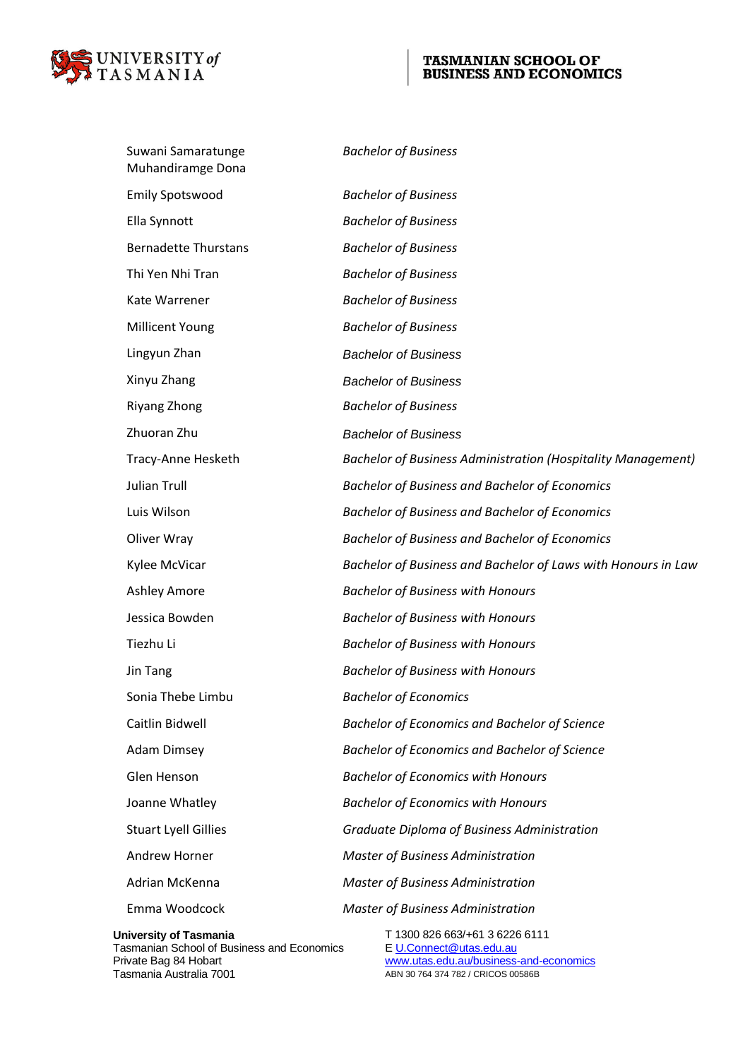| | |
|---|---|
| Suwani Samaratunge Muhandiramge Dona | *Bachelor of Business* |
| Emily Spotswood | *Bachelor of Business* |
| Ella Synnott | *Bachelor of Business* |
| Bernadette Thurstans | *Bachelor of Business* |
| Thi Yen Nhi Tran | *Bachelor of Business* |
| Kate Warrener | *Bachelor of Business* |
| Millicent Young | *Bachelor of Business* |
| Lingyun Zhan | *Bachelor of Business* |
| Xinyu Zhang | *Bachelor of Business* |
| Riyang Zhong | *Bachelor of Business* |
| Zhuoran Zhu | *Bachelor of Business* |
| Tracy-Anne Hesketh | *Bachelor of Business Administration (Hospitality Management)* |
| Julian Trull | *Bachelor of Business and Bachelor of Economics* |
| Luis Wilson | *Bachelor of Business and Bachelor of Economics* |
| Oliver Wray | *Bachelor of Business and Bachelor of Economics* |
| Kylee McVicar | *Bachelor of Business and Bachelor of Laws with Honours in Law* |
| Ashley Amore | *Bachelor of Business with Honours* |
| Jessica Bowden | *Bachelor of Business with Honours* |
| Tiezhu Li | *Bachelor of Business with Honours* |
| Jin Tang | *Bachelor of Business with Honours* |
| Sonia Thebe Limbu | *Bachelor of Economics* |
| Caitlin Bidwell | *Bachelor of Economics and Bachelor of Science* |
| Adam Dimsey | *Bachelor of Economics and Bachelor of Science* |
| Glen Henson | *Bachelor of Economics with Honours* |
| Joanne Whatley | *Bachelor of Economics with Honours* |
| Stuart Lyell Gillies | *Graduate Diploma of Business Administration* |
| Andrew Horner | *Master of Business Administration* |
| Adrian McKenna | *Master of Business Administration* |
| Emma Woodcock | *Master of Business Administration* |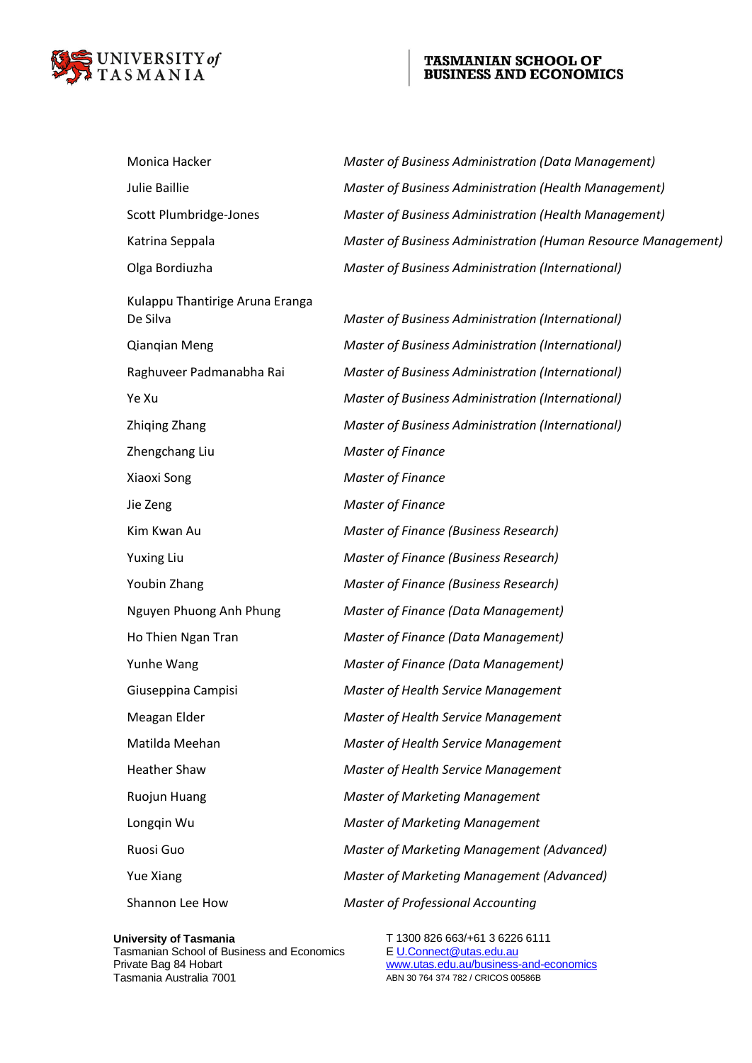| | |
|---|---|
| Monica Hacker | *Master of Business Administration (Data Management)* |
| Julie Baillie | *Master of Business Administration (Health Management)* |
| Scott Plumbridge-Jones | *Master of Business Administration (Health Management)* |
| Katrina Seppala | *Master of Business Administration (Human Resource Management)* |
| Olga Bordiuzha | *Master of Business Administration (International)* |
| Kulappu Thantirige Aruna Eranga De Silva | *Master of Business Administration (International)* |
| Qianqian Meng | *Master of Business Administration (International)* |
| Raghuveer Padmanabha Rai | *Master of Business Administration (International)* |
| Ye Xu | *Master of Business Administration (International)* |
| Zhiqing Zhang | *Master of Business Administration (International)* |
| Zhengchang Liu | *Master of Finance* |
| Xiaoxi Song | *Master of Finance* |
| Jie Zeng | *Master of Finance* |
| Kim Kwan Au | *Master of Finance (Business Research)* |
| Yuxing Liu | *Master of Finance (Business Research)* |
| Youbin Zhang | *Master of Finance (Business Research)* |
| Nguyen Phuong Anh Phung | *Master of Finance (Data Management)* |
| Ho Thien Ngan Tran | *Master of Finance (Data Management)* |
| Yunhe Wang | *Master of Finance (Data Management)* |
| Giuseppina Campisi | *Master of Health Service Management* |
| Meagan Elder | *Master of Health Service Management* |
| Matilda Meehan | *Master of Health Service Management* |
| Heather Shaw | *Master of Health Service Management* |
| Ruojun Huang | *Master of Marketing Management* |
| Longqin Wu | *Master of Marketing Management* |
| Ruosi Guo | *Master of Marketing Management (Advanced)* |
| Yue Xiang | *Master of Marketing Management (Advanced)* |
| Shannon Lee How | *Master of Professional Accounting* |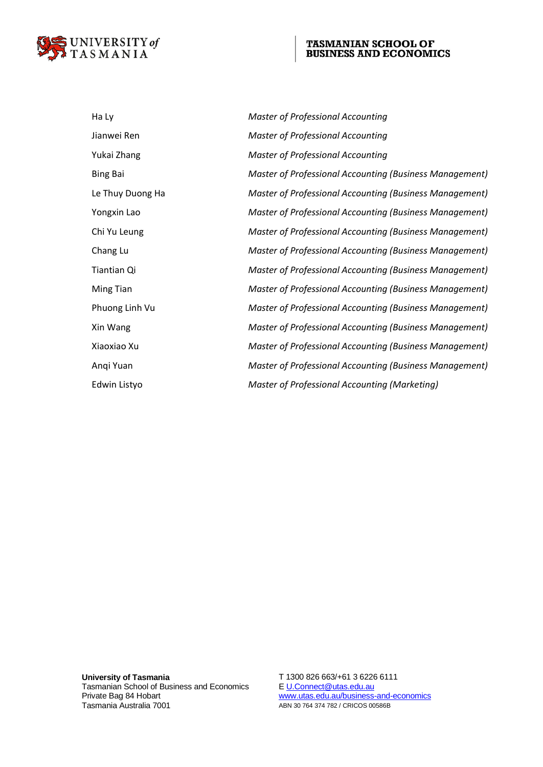| | |
|---|---|
| Ha Ly | *Master of Professional Accounting* |
| Jianwei Ren | *Master of Professional Accounting* |
| Yukai Zhang | *Master of Professional Accounting* |
| Bing Bai | *Master of Professional Accounting (Business Management)* |
| Le Thuy Duong Ha | *Master of Professional Accounting (Business Management)* |
| Yongxin Lao | *Master of Professional Accounting (Business Management)* |
| Chi Yu Leung | *Master of Professional Accounting (Business Management)* |
| Chang Lu | *Master of Professional Accounting (Business Management)* |
| Tiantian Qi | *Master of Professional Accounting (Business Management)* |
| Ming Tian | *Master of Professional Accounting (Business Management)* |
| Phuong Linh Vu | *Master of Professional Accounting (Business Management)* |
| Xin Wang | *Master of Professional Accounting (Business Management)* |
| Xiaoxiao Xu | *Master of Professional Accounting (Business Management)* |
| Anqi Yuan | *Master of Professional Accounting (Business Management)* |
| Edwin Listyo | *Master of Professional Accounting (Marketing)* |